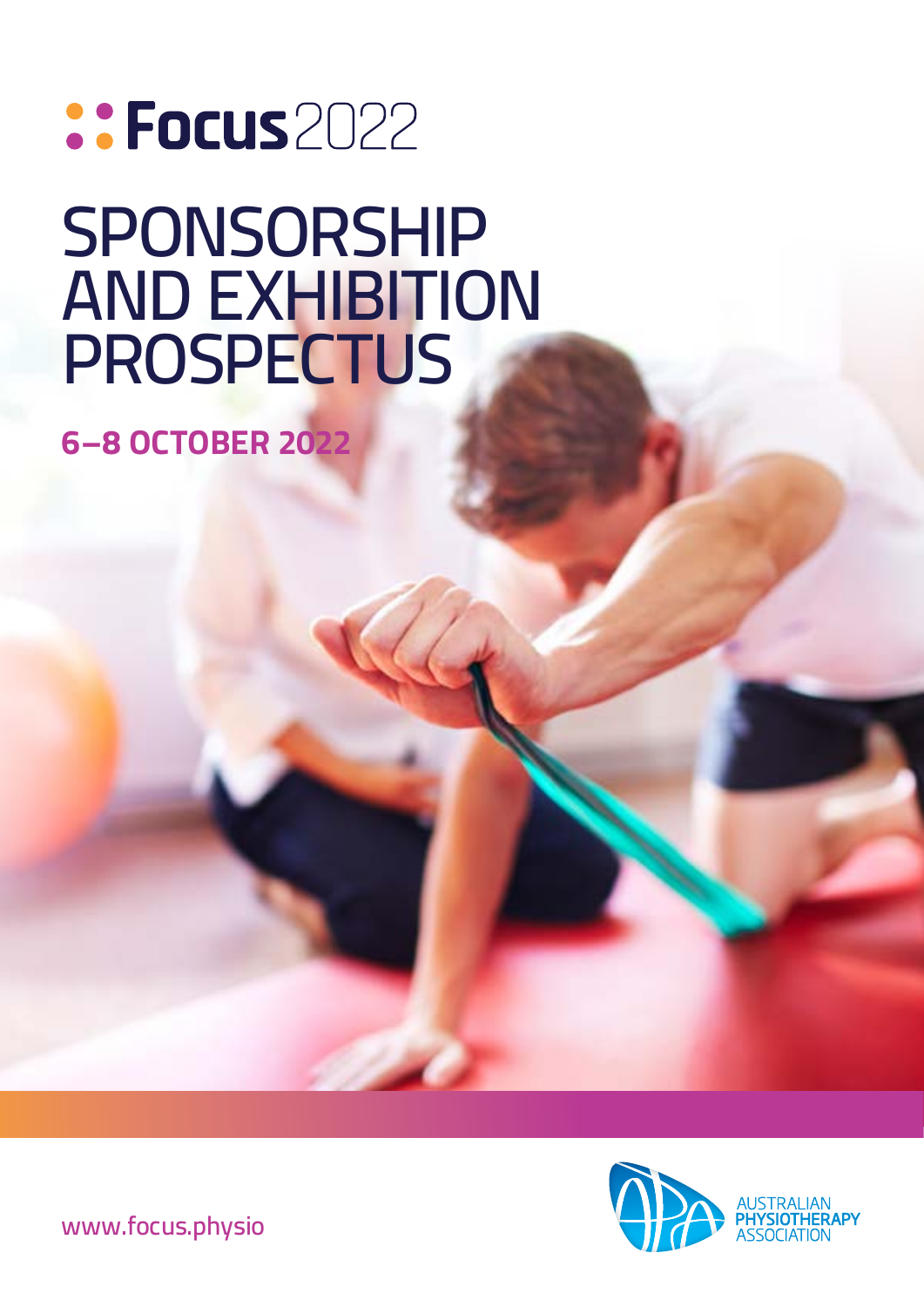# Focus 2022

# SPONSORSHIP AND EXHIBITION PROSPECTUS

**6–8 OCTOBER 2022**

www.focus.physio

AUSTRALIAN PHYSIOTHERAPY ASSOCIATION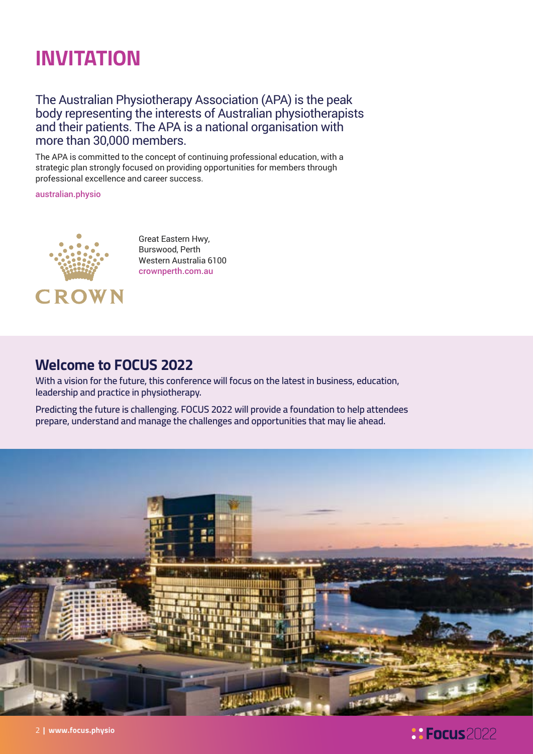# INVITATION

## The Australian Physiotherapy Association (APA) is the peak body representing the interests of Australian physiotherapists and their patients. The APA is a national organisation with more than 30,000 members.

The APA is committed to the concept of continuing professional education, with a strategic plan strongly focused on providing opportunities for members through professional excellence and career success.

australian.physio

CROWN

Great Eastern Hwy,
Burswood, Perth
Western Australia 6100
crownperth.com.au

## Welcome to FOCUS 2022

With a vision for the future, this conference will focus on the latest in business, education, leadership and practice in physiotherapy.

Predicting the future is challenging. FOCUS 2022 will provide a foundation to help attendees prepare, understand and manage the challenges and opportunities that may lie ahead.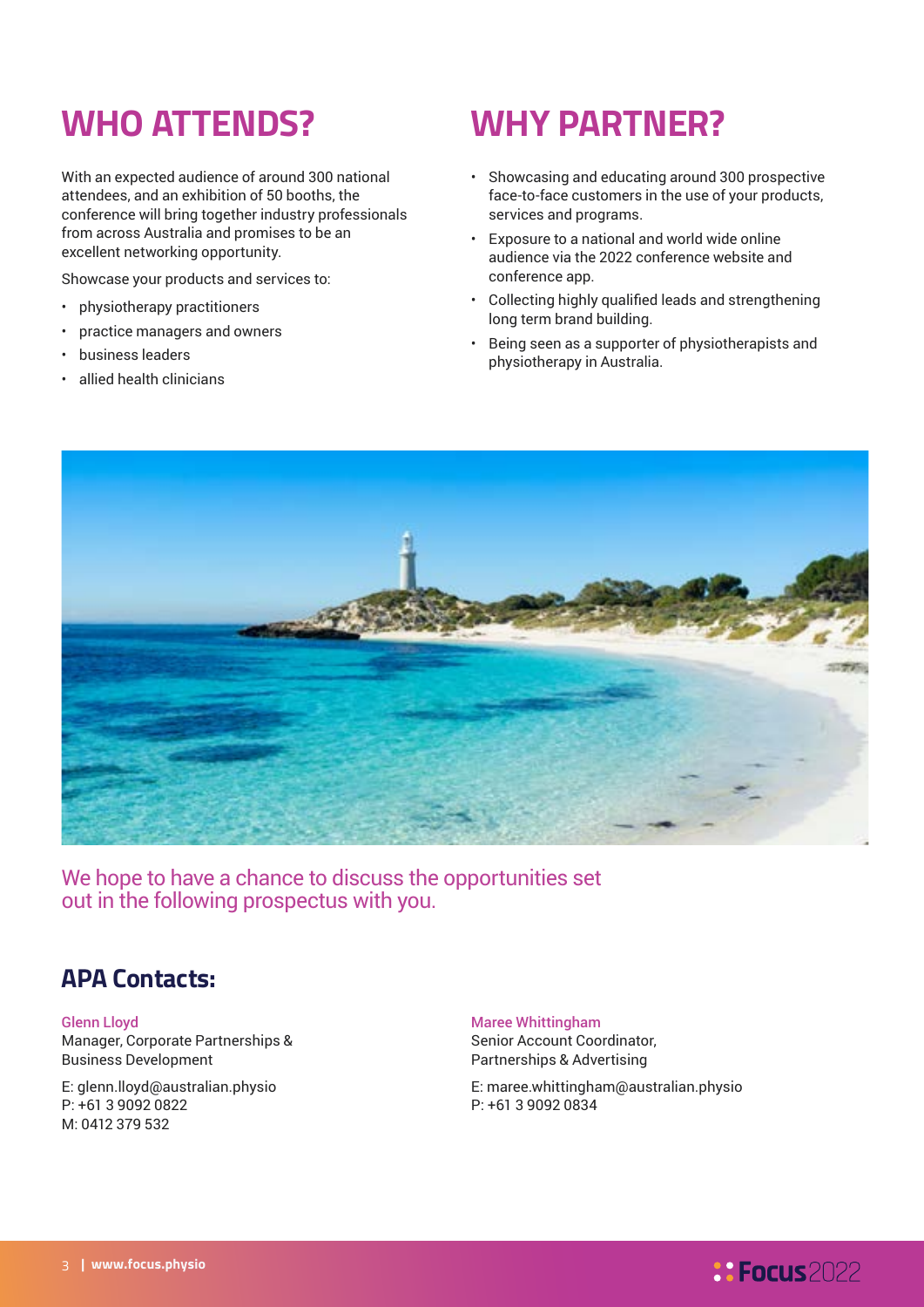## WHO ATTENDS?

With an expected audience of around 300 national attendees, and an exhibition of 50 booths, the conference will bring together industry professionals from across Australia and promises to be an excellent networking opportunity.

Showcase your products and services to:

- physiotherapy practitioners
- practice managers and owners
- business leaders
- allied health clinicians

## WHY PARTNER?

- Showcasing and educating around 300 prospective face-to-face customers in the use of your products, services and programs.
- Exposure to a national and world wide online audience via the 2022 conference website and conference app.
- Collecting highly qualified leads and strengthening long term brand building.
- Being seen as a supporter of physiotherapists and physiotherapy in Australia.

We hope to have a chance to discuss the opportunities set out in the following prospectus with you.

### APA Contacts:

**Glenn Lloyd**
Manager, Corporate Partnerships & Business Development

E: glenn.lloyd@australian.physio
P: +61 3 9092 0822
M: 0412 379 532

**Maree Whittingham**
Senior Account Coordinator, Partnerships & Advertising

E: maree.whittingham@australian.physio
P: +61 3 9092 0834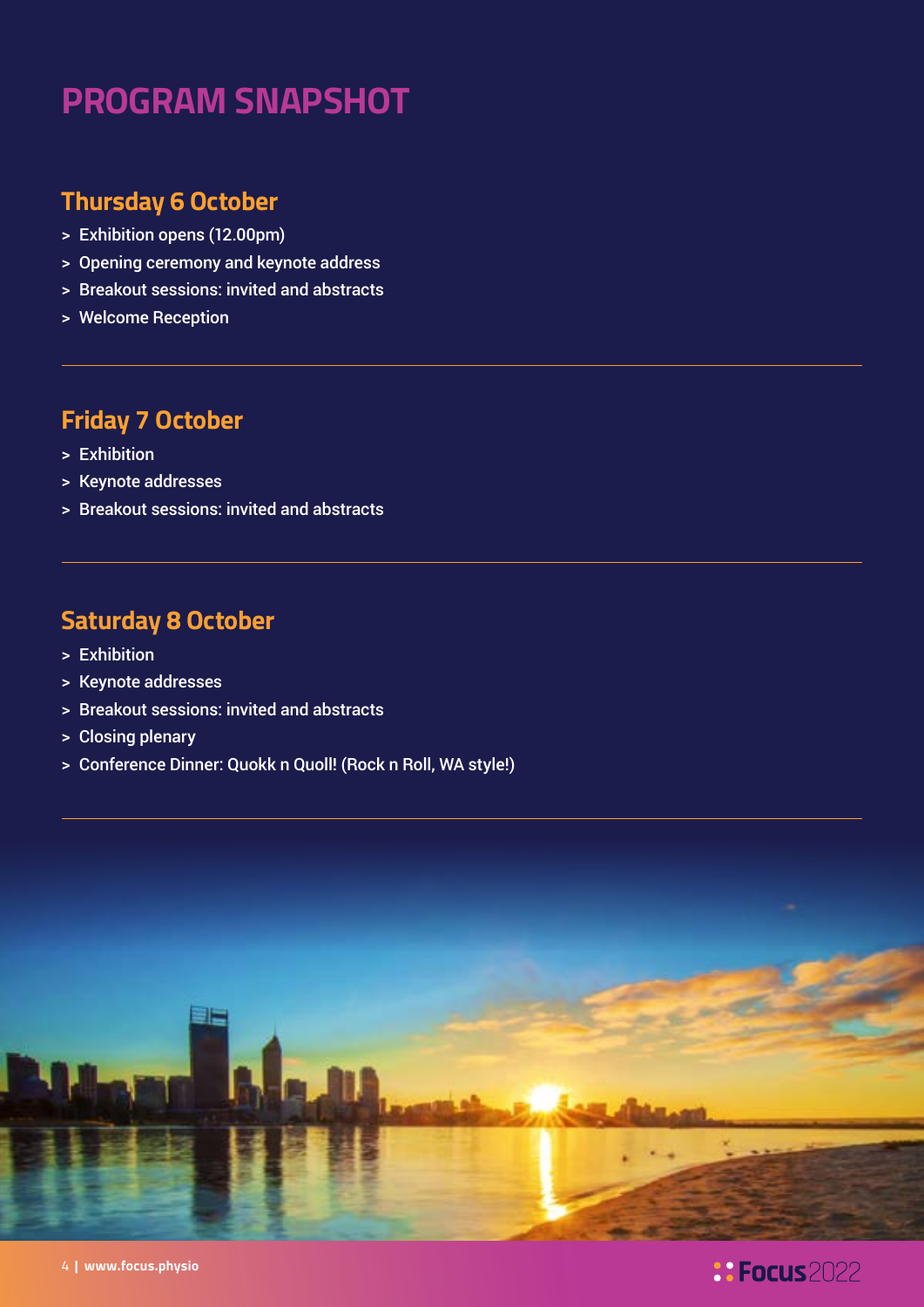# PROGRAM SNAPSHOT

## Thursday 6 October

- Exhibition opens (12.00pm)
- Opening ceremony and keynote address
- Breakout sessions: invited and abstracts
- Welcome Reception

## Friday 7 October

- Exhibition
- Keynote addresses
- Breakout sessions: invited and abstracts

## Saturday 8 October

- Exhibition
- Keynote addresses
- Breakout sessions: invited and abstracts
- Closing plenary
- Conference Dinner: Quokk n Quoll! (Rock n Roll, WA style!)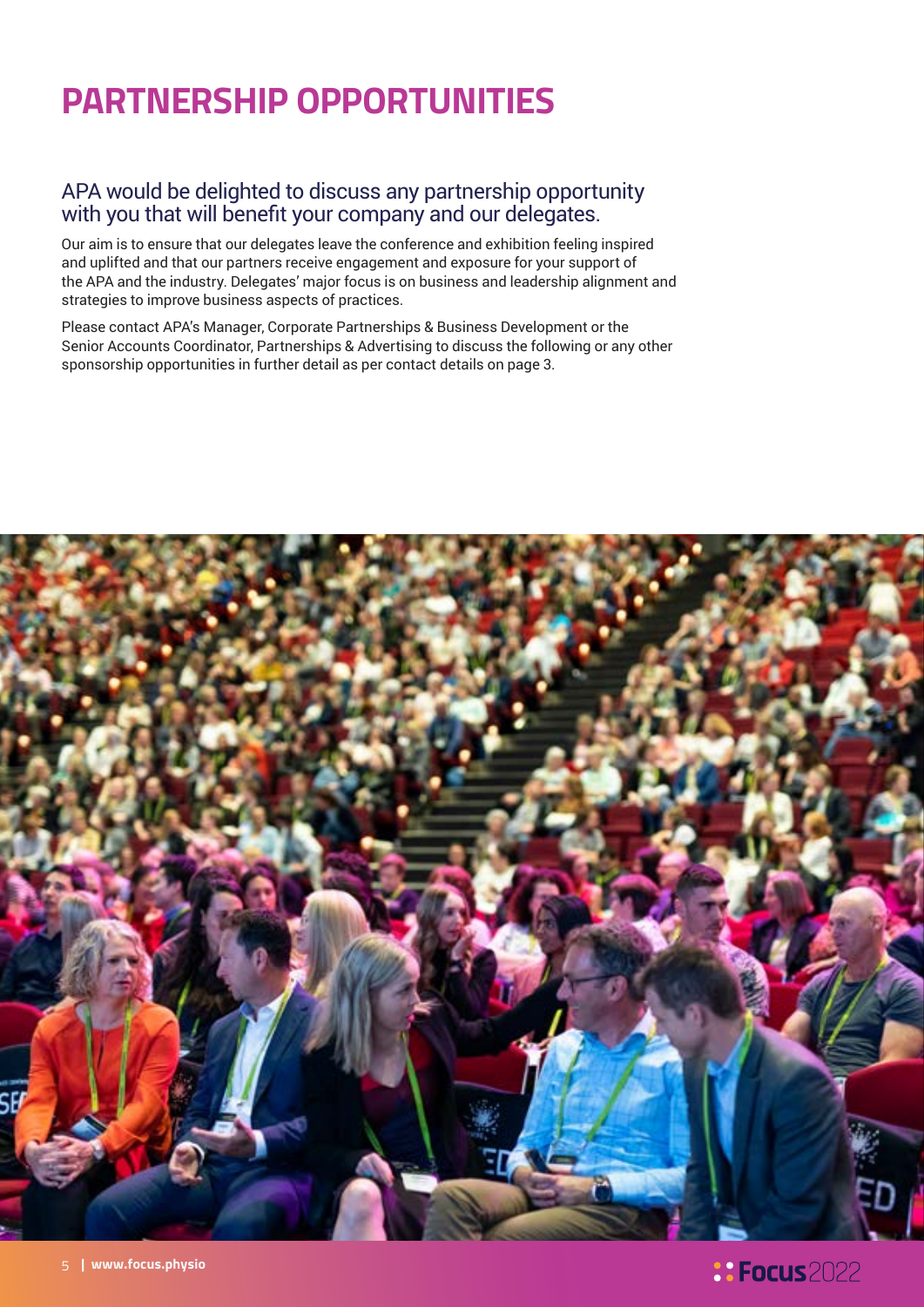# PARTNERSHIP OPPORTUNITIES

## APA would be delighted to discuss any partnership opportunity with you that will benefit your company and our delegates.

Our aim is to ensure that our delegates leave the conference and exhibition feeling inspired and uplifted and that our partners receive engagement and exposure for your support of the APA and the industry. Delegates' major focus is on business and leadership alignment and strategies to improve business aspects of practices.

Please contact APA's Manager, Corporate Partnerships & Business Development or the Senior Accounts Coordinator, Partnerships & Advertising to discuss the following or any other sponsorship opportunities in further detail as per contact details on page 3.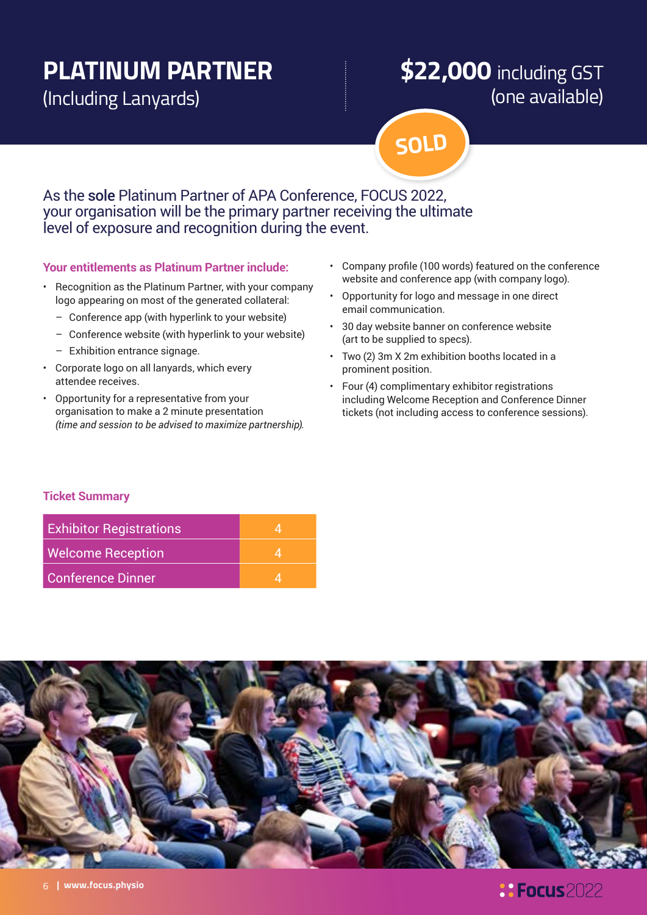# PLATINUM PARTNER

(Including Lanyards)

**$22,000** including GST
(one available)

SOLD

As the **sole** Platinum Partner of APA Conference, FOCUS 2022, your organisation will be the primary partner receiving the ultimate level of exposure and recognition during the event.

### Your entitlements as Platinum Partner include:

- Recognition as the Platinum Partner, with your company logo appearing on most of the generated collateral:
  - Conference app (with hyperlink to your website)
  - Conference website (with hyperlink to your website)
  - Exhibition entrance signage.
- Corporate logo on all lanyards, which every attendee receives.
- Opportunity for a representative from your organisation to make a 2 minute presentation *(time and session to be advised to maximize partnership).*
- Company profile (100 words) featured on the conference website and conference app (with company logo).
- Opportunity for logo and message in one direct email communication.
- 30 day website banner on conference website (art to be supplied to specs).
- Two (2) 3m X 2m exhibition booths located in a prominent position.
- Four (4) complimentary exhibitor registrations including Welcome Reception and Conference Dinner tickets (not including access to conference sessions).

### Ticket Summary

| Ticket | Quantity |
|---|---|
| Exhibitor Registrations | 4 |
| Welcome Reception | 4 |
| Conference Dinner | 4 |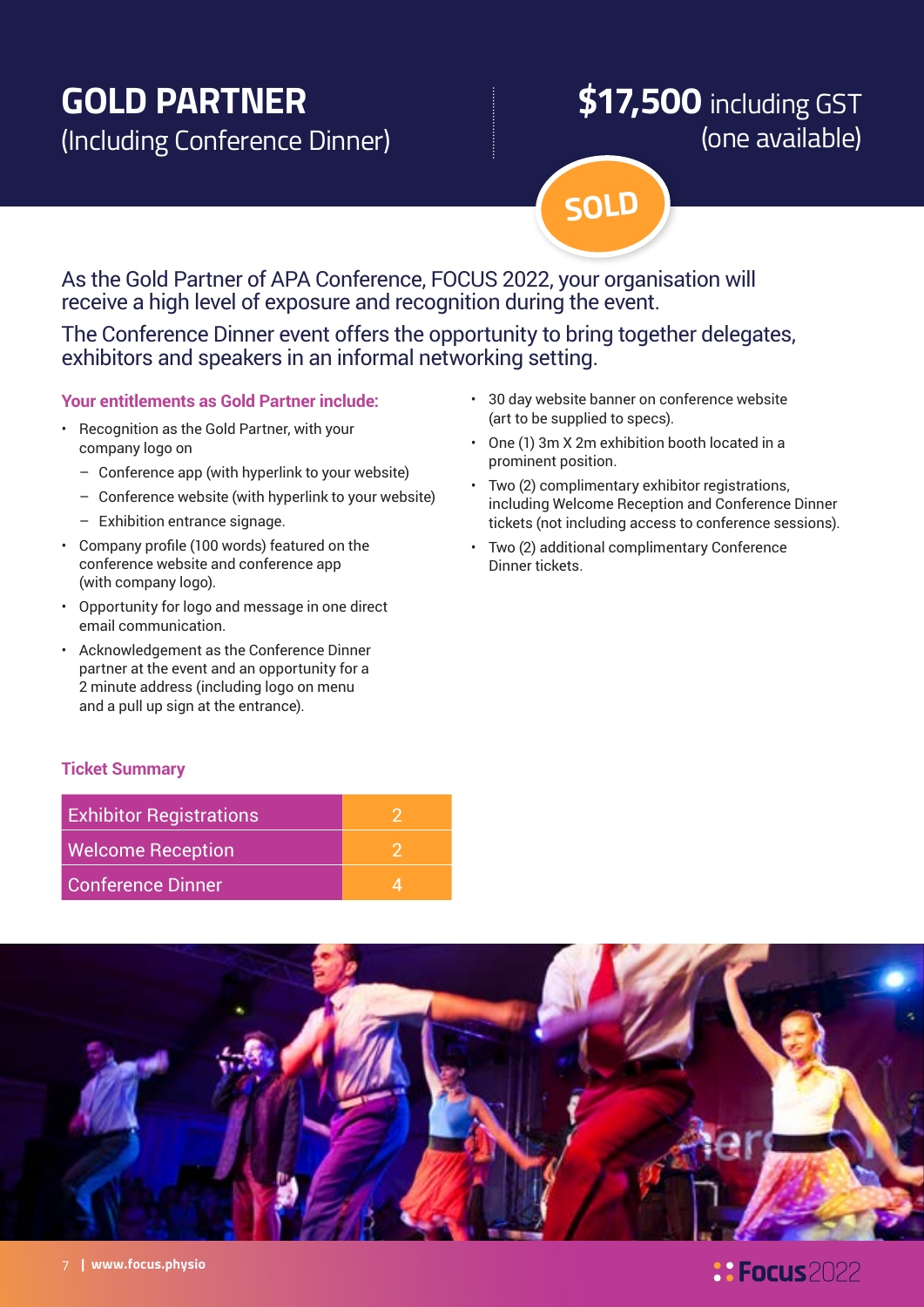# GOLD PARTNER

(Including Conference Dinner)

**$17,500** including GST
(one available)

SOLD

As the Gold Partner of APA Conference, FOCUS 2022, your organisation will receive a high level of exposure and recognition during the event.

The Conference Dinner event offers the opportunity to bring together delegates, exhibitors and speakers in an informal networking setting.

### Your entitlements as Gold Partner include:

- Recognition as the Gold Partner, with your company logo on
  - Conference app (with hyperlink to your website)
  - Conference website (with hyperlink to your website)
  - Exhibition entrance signage.
- Company profile (100 words) featured on the conference website and conference app (with company logo).
- Opportunity for logo and message in one direct email communication.
- Acknowledgement as the Conference Dinner partner at the event and an opportunity for a 2 minute address (including logo on menu and a pull up sign at the entrance).
- 30 day website banner on conference website (art to be supplied to specs).
- One (1) 3m X 2m exhibition booth located in a prominent position.
- Two (2) complimentary exhibitor registrations, including Welcome Reception and Conference Dinner tickets (not including access to conference sessions).
- Two (2) additional complimentary Conference Dinner tickets.

### Ticket Summary

| Ticket | Qty |
|---|---|
| Exhibitor Registrations | 2 |
| Welcome Reception | 2 |
| Conference Dinner | 4 |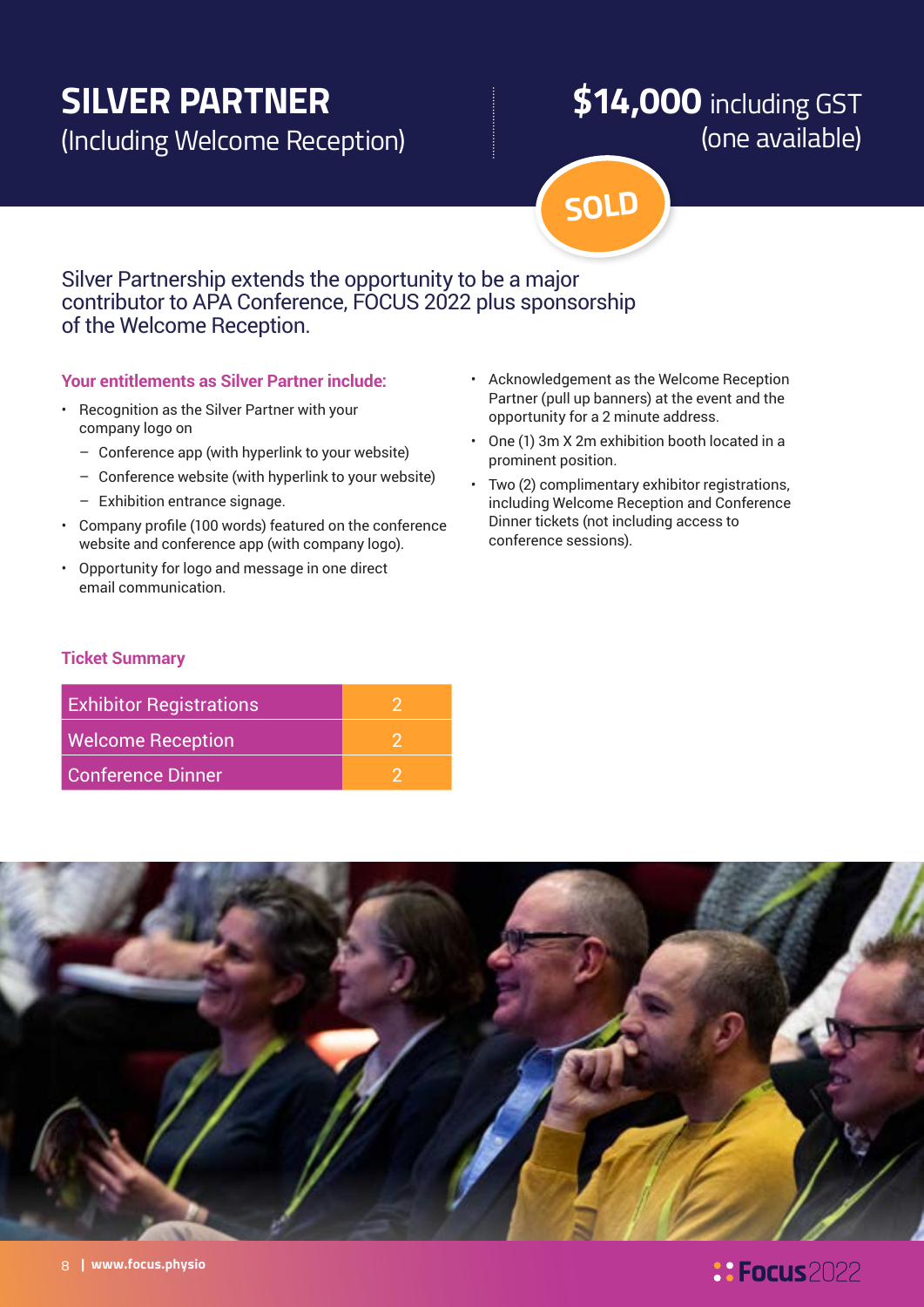# SILVER PARTNER
(Including Welcome Reception)

**$14,000** including GST
(one available)

SOLD

Silver Partnership extends the opportunity to be a major contributor to APA Conference, FOCUS 2022 plus sponsorship of the Welcome Reception.

### Your entitlements as Silver Partner include:

- Recognition as the Silver Partner with your company logo on
  - Conference app (with hyperlink to your website)
  - Conference website (with hyperlink to your website)
  - Exhibition entrance signage.
- Company profile (100 words) featured on the conference website and conference app (with company logo).
- Opportunity for logo and message in one direct email communication.
- Acknowledgement as the Welcome Reception Partner (pull up banners) at the event and the opportunity for a 2 minute address.
- One (1) 3m X 2m exhibition booth located in a prominent position.
- Two (2) complimentary exhibitor registrations, including Welcome Reception and Conference Dinner tickets (not including access to conference sessions).

### Ticket Summary

| | |
|---|---|
| Exhibitor Registrations | 2 |
| Welcome Reception | 2 |
| Conference Dinner | 2 |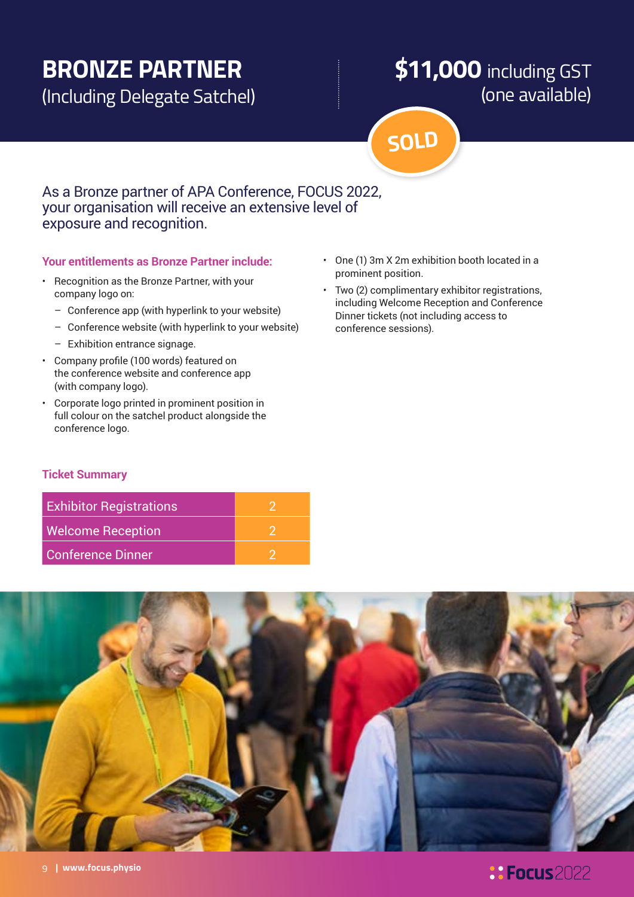# BRONZE PARTNER

(Including Delegate Satchel)

**$11,000** including GST
(one available)

SOLD

As a Bronze partner of APA Conference, FOCUS 2022, your organisation will receive an extensive level of exposure and recognition.

### Your entitlements as Bronze Partner include:

- Recognition as the Bronze Partner, with your company logo on:
  - Conference app (with hyperlink to your website)
  - Conference website (with hyperlink to your website)
  - Exhibition entrance signage.
- Company profile (100 words) featured on the conference website and conference app (with company logo).
- Corporate logo printed in prominent position in full colour on the satchel product alongside the conference logo.
- One (1) 3m X 2m exhibition booth located in a prominent position.
- Two (2) complimentary exhibitor registrations, including Welcome Reception and Conference Dinner tickets (not including access to conference sessions).

### Ticket Summary

| | |
|---|---|
| Exhibitor Registrations | 2 |
| Welcome Reception | 2 |
| Conference Dinner | 2 |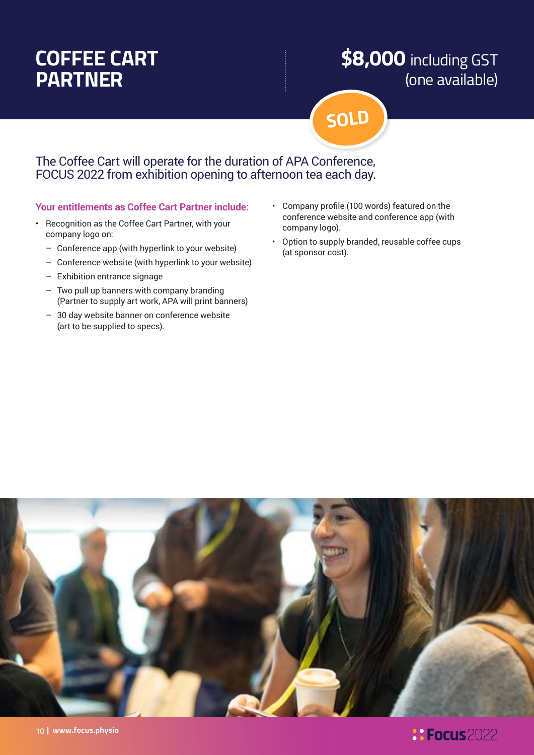# COFFEE CART PARTNER

**$8,000** including GST
(one available)

SOLD

The Coffee Cart will operate for the duration of APA Conference, FOCUS 2022 from exhibition opening to afternoon tea each day.

### Your entitlements as Coffee Cart Partner include:

- Recognition as the Coffee Cart Partner, with your company logo on:
  - Conference app (with hyperlink to your website)
  - Conference website (with hyperlink to your website)
  - Exhibition entrance signage
  - Two pull up banners with company branding (Partner to supply art work, APA will print banners)
  - 30 day website banner on conference website (art to be supplied to specs).
- Company profile (100 words) featured on the conference website and conference app (with company logo).
- Option to supply branded, reusable coffee cups (at sponsor cost).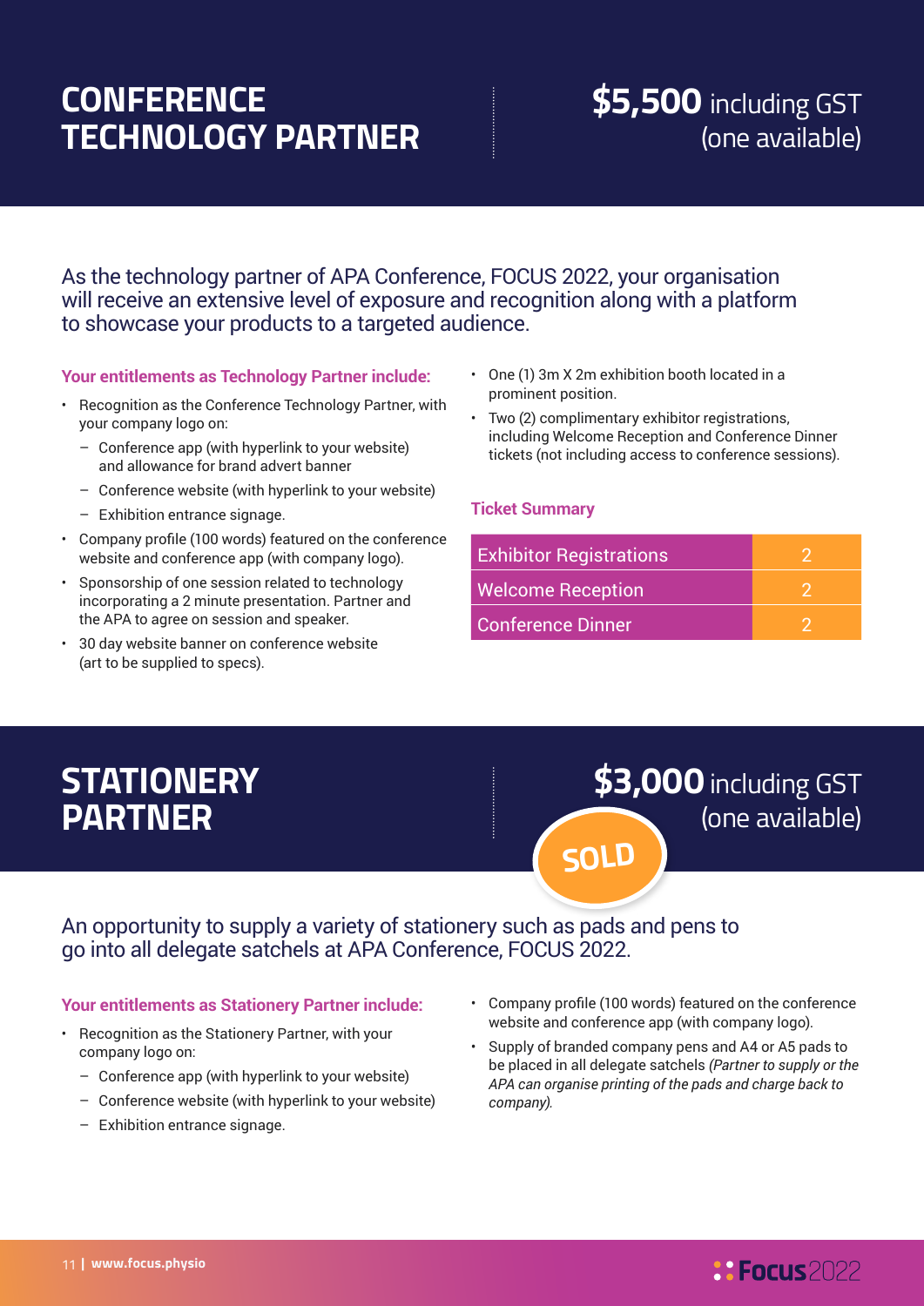# CONFERENCE TECHNOLOGY PARTNER

**$5,500** including GST (one available)

As the technology partner of APA Conference, FOCUS 2022, your organisation will receive an extensive level of exposure and recognition along with a platform to showcase your products to a targeted audience.

### Your entitlements as Technology Partner include:

- Recognition as the Conference Technology Partner, with your company logo on:
  - Conference app (with hyperlink to your website) and allowance for brand advert banner
  - Conference website (with hyperlink to your website)
  - Exhibition entrance signage.
- Company profile (100 words) featured on the conference website and conference app (with company logo).
- Sponsorship of one session related to technology incorporating a 2 minute presentation. Partner and the APA to agree on session and speaker.
- 30 day website banner on conference website (art to be supplied to specs).
- One (1) 3m X 2m exhibition booth located in a prominent position.
- Two (2) complimentary exhibitor registrations, including Welcome Reception and Conference Dinner tickets (not including access to conference sessions).

### Ticket Summary

| Ticket | Quantity |
|---|---|
| Exhibitor Registrations | 2 |
| Welcome Reception | 2 |
| Conference Dinner | 2 |

# STATIONERY PARTNER

**$3,000** including GST (one available)

SOLD

An opportunity to supply a variety of stationery such as pads and pens to go into all delegate satchels at APA Conference, FOCUS 2022.

### Your entitlements as Stationery Partner include:

- Recognition as the Stationery Partner, with your company logo on:
  - Conference app (with hyperlink to your website)
  - Conference website (with hyperlink to your website)
  - Exhibition entrance signage.
- Company profile (100 words) featured on the conference website and conference app (with company logo).
- Supply of branded company pens and A4 or A5 pads to be placed in all delegate satchels *(Partner to supply or the APA can organise printing of the pads and charge back to company).*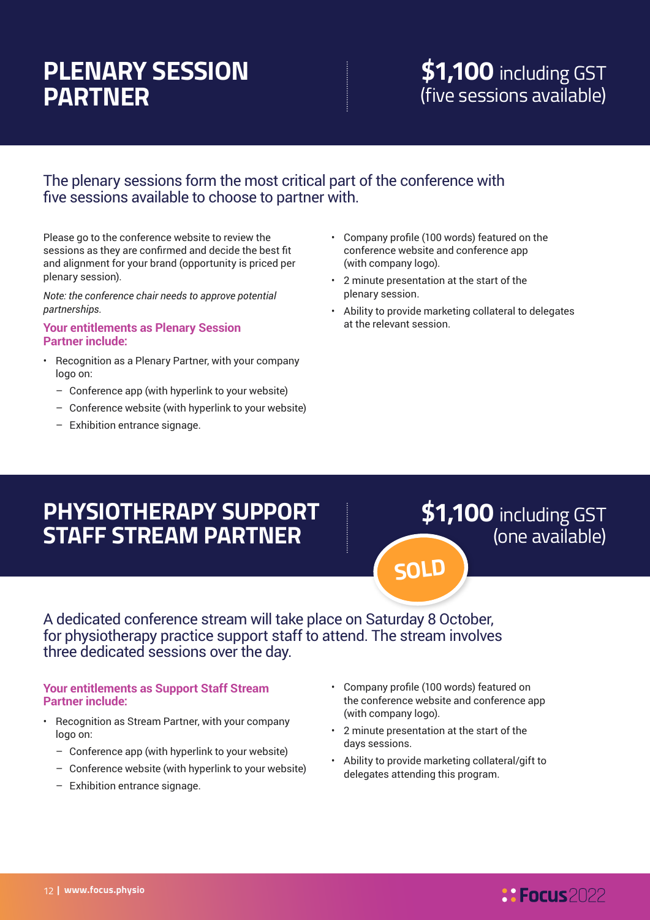# PLENARY SESSION PARTNER

**$1,100** including GST (five sessions available)

The plenary sessions form the most critical part of the conference with five sessions available to choose to partner with.

Please go to the conference website to review the sessions as they are confirmed and decide the best fit and alignment for your brand (opportunity is priced per plenary session).

*Note: the conference chair needs to approve potential partnerships.*

### Your entitlements as Plenary Session Partner include:

- Recognition as a Plenary Partner, with your company logo on:
  - Conference app (with hyperlink to your website)
  - Conference website (with hyperlink to your website)
  - Exhibition entrance signage.
- Company profile (100 words) featured on the conference website and conference app (with company logo).
- 2 minute presentation at the start of the plenary session.
- Ability to provide marketing collateral to delegates at the relevant session.

# PHYSIOTHERAPY SUPPORT STAFF STREAM PARTNER

**$1,100** including GST (one available)

SOLD

A dedicated conference stream will take place on Saturday 8 October, for physiotherapy practice support staff to attend. The stream involves three dedicated sessions over the day.

### Your entitlements as Support Staff Stream Partner include:

- Recognition as Stream Partner, with your company logo on:
  - Conference app (with hyperlink to your website)
  - Conference website (with hyperlink to your website)
  - Exhibition entrance signage.
- Company profile (100 words) featured on the conference website and conference app (with company logo).
- 2 minute presentation at the start of the days sessions.
- Ability to provide marketing collateral/gift to delegates attending this program.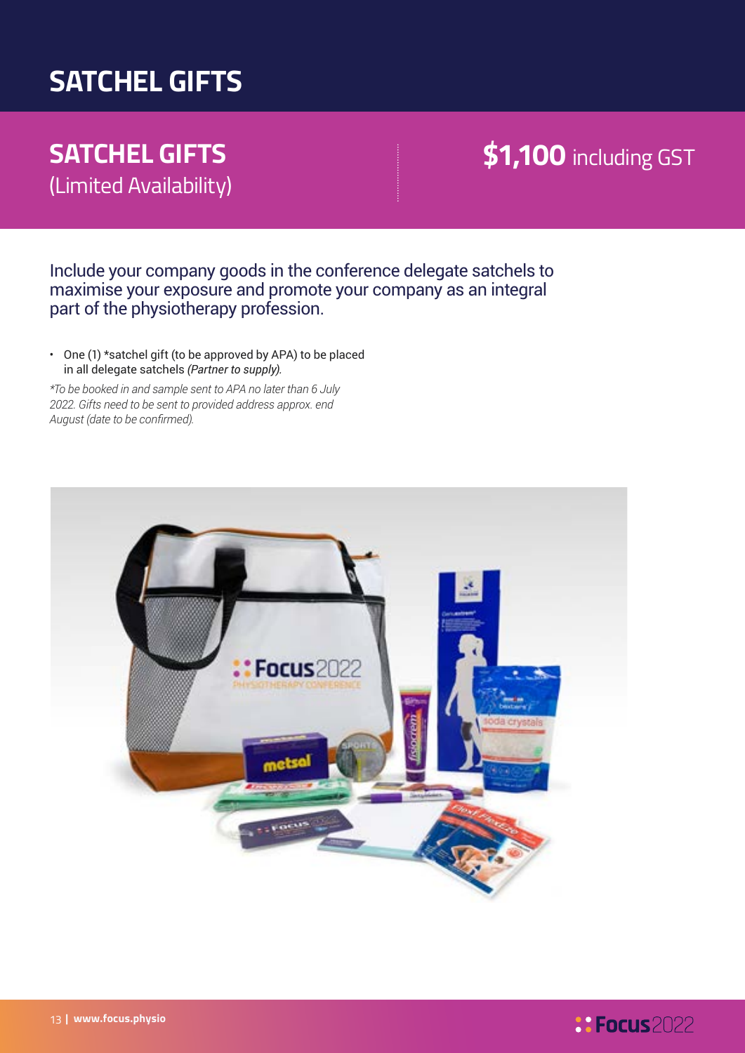# SATCHEL GIFTS

## SATCHEL GIFTS
(Limited Availability)

**$1,100** including GST

Include your company goods in the conference delegate satchels to maximise your exposure and promote your company as an integral part of the physiotherapy profession.

- One (1) *satchel gift (to be approved by APA) to be placed in all delegate satchels *(Partner to supply).*

*\*To be booked in and sample sent to APA no later than 6 July 2022. Gifts need to be sent to provided address approx. end August (date to be confirmed).*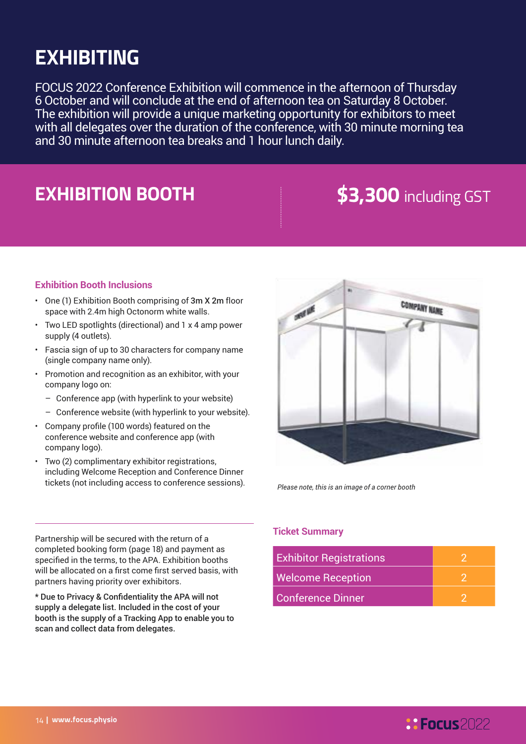# EXHIBITING

FOCUS 2022 Conference Exhibition will commence in the afternoon of Thursday 6 October and will conclude at the end of afternoon tea on Saturday 8 October. The exhibition will provide a unique marketing opportunity for exhibitors to meet with all delegates over the duration of the conference, with 30 minute morning tea and 30 minute afternoon tea breaks and 1 hour lunch daily.

## EXHIBITION BOOTH

**$3,300** including GST

### Exhibition Booth Inclusions

- One (1) Exhibition Booth comprising of **3m X 2m** floor space with 2.4m high Octonorm white walls.
- Two LED spotlights (directional) and 1 x 4 amp power supply (4 outlets).
- Fascia sign of up to 30 characters for company name (single company name only).
- Promotion and recognition as an exhibitor, with your company logo on:
  - Conference app (with hyperlink to your website)
  - Conference website (with hyperlink to your website).
- Company profile (100 words) featured on the conference website and conference app (with company logo).
- Two (2) complimentary exhibitor registrations, including Welcome Reception and Conference Dinner tickets (not including access to conference sessions).

*Please note, this is an image of a corner booth*

Partnership will be secured with the return of a completed booking form (page 18) and payment as specified in the terms, to the APA. Exhibition booths will be allocated on a first come first served basis, with partners having priority over exhibitors.

**\* Due to Privacy & Confidentiality the APA will not supply a delegate list. Included in the cost of your booth is the supply of a Tracking App to enable you to scan and collect data from delegates.**

### Ticket Summary

| | |
|---|---|
| Exhibitor Registrations | 2 |
| Welcome Reception | 2 |
| Conference Dinner | 2 |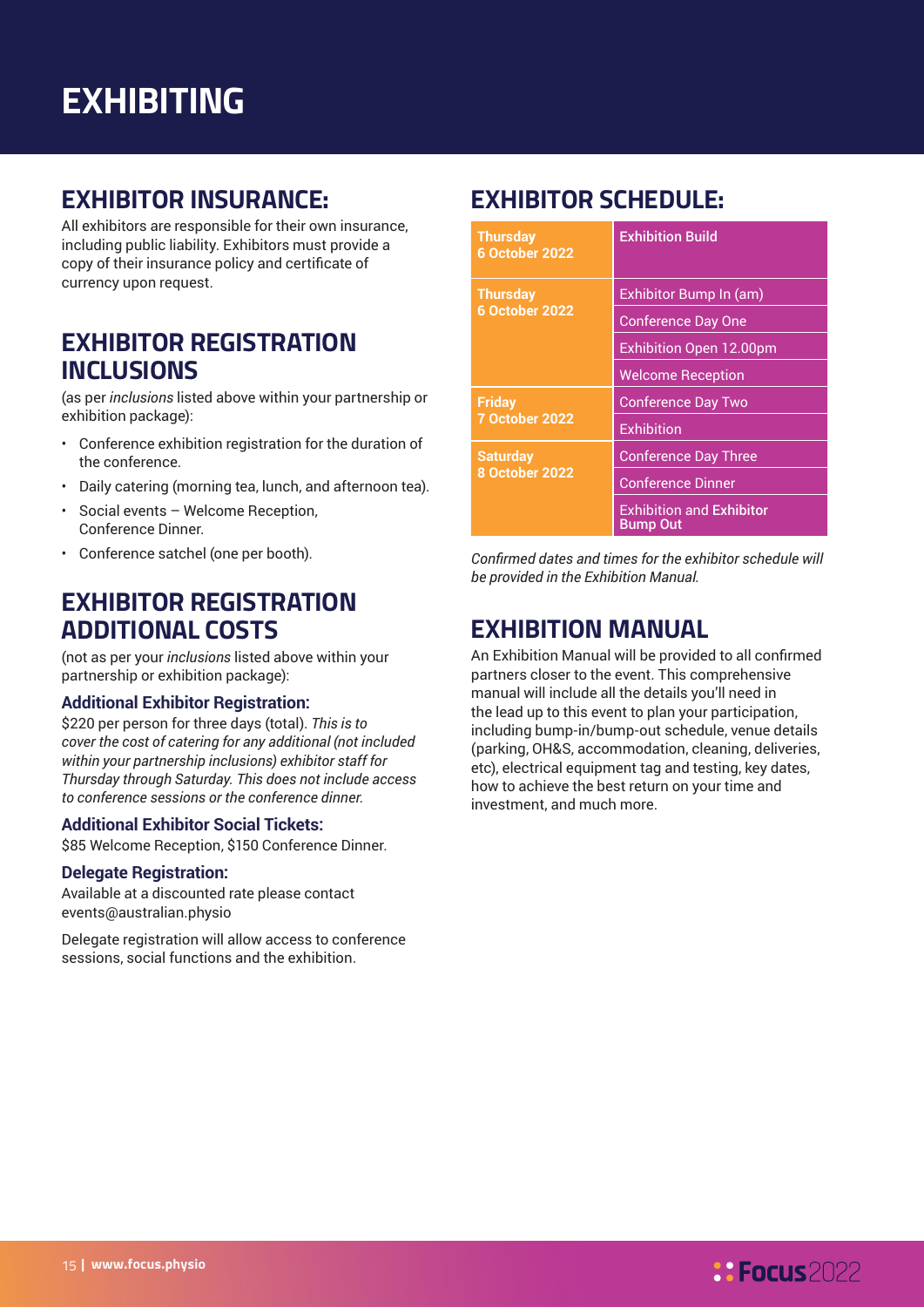# EXHIBITING

## EXHIBITOR INSURANCE:

All exhibitors are responsible for their own insurance, including public liability. Exhibitors must provide a copy of their insurance policy and certificate of currency upon request.

## EXHIBITOR REGISTRATION INCLUSIONS

(as per *inclusions* listed above within your partnership or exhibition package):

- Conference exhibition registration for the duration of the conference.
- Daily catering (morning tea, lunch, and afternoon tea).
- Social events – Welcome Reception, Conference Dinner.
- Conference satchel (one per booth).

## EXHIBITOR REGISTRATION ADDITIONAL COSTS

(not as per your *inclusions* listed above within your partnership or exhibition package):

### Additional Exhibitor Registration:

$220 per person for three days (total). *This is to cover the cost of catering for any additional (not included within your partnership inclusions) exhibitor staff for Thursday through Saturday. This does not include access to conference sessions or the conference dinner.*

### Additional Exhibitor Social Tickets:

$85 Welcome Reception, $150 Conference Dinner.

### Delegate Registration:

Available at a discounted rate please contact events@australian.physio

Delegate registration will allow access to conference sessions, social functions and the exhibition.

## EXHIBITOR SCHEDULE:

| Date | Activity |
|---|---|
| **Thursday 6 October 2022** | **Exhibition Build** |
| **Thursday 6 October 2022** | Exhibitor Bump In (am) |
| | Conference Day One |
| | Exhibition Open 12.00pm |
| | Welcome Reception |
| **Friday 7 October 2022** | Conference Day Two |
| | Exhibition |
| **Saturday 8 October 2022** | Conference Day Three |
| | Conference Dinner |
| | Exhibition and **Exhibitor Bump Out** |

*Confirmed dates and times for the exhibitor schedule will be provided in the Exhibition Manual.*

## EXHIBITION MANUAL

An Exhibition Manual will be provided to all confirmed partners closer to the event. This comprehensive manual will include all the details you'll need in the lead up to this event to plan your participation, including bump-in/bump-out schedule, venue details (parking, OH&S, accommodation, cleaning, deliveries, etc), electrical equipment tag and testing, key dates, how to achieve the best return on your time and investment, and much more.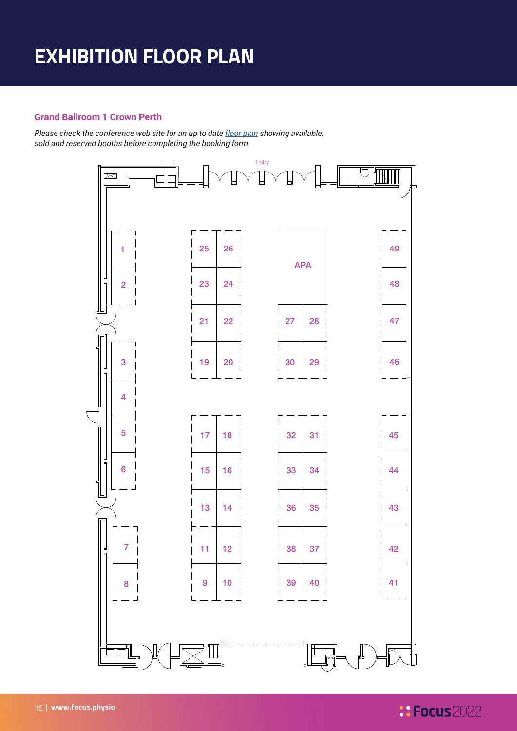# EXHIBITION FLOOR PLAN

## Grand Ballroom 1 Crown Perth

*Please check the conference web site for an up to date [floor plan](floor plan) showing available, sold and reserved booths before completing the booking form.*

Entry

1, 2, 3, 4, 5, 6, 7, 8, 9, 10, 11, 12, 13, 14, 15, 16, 17, 18, 19, 20, 21, 22, 23, 24, 25, 26, 27, 28, 29, 30, 31, 32, 33, 34, 35, 36, 37, 38, 39, 40, 41, 42, 43, 44, 45, 46, 47, 48, 49

APA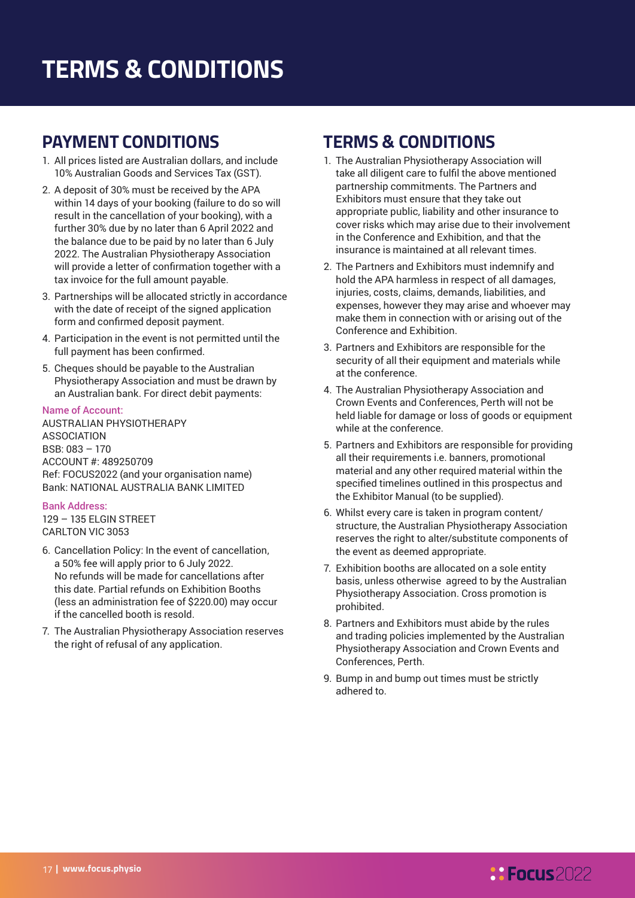# TERMS & CONDITIONS

## PAYMENT CONDITIONS

1. All prices listed are Australian dollars, and include 10% Australian Goods and Services Tax (GST).
2. A deposit of 30% must be received by the APA within 14 days of your booking (failure to do so will result in the cancellation of your booking), with a further 30% due by no later than 6 April 2022 and the balance due to be paid by no later than 6 July 2022. The Australian Physiotherapy Association will provide a letter of confirmation together with a tax invoice for the full amount payable.
3. Partnerships will be allocated strictly in accordance with the date of receipt of the signed application form and confirmed deposit payment.
4. Participation in the event is not permitted until the full payment has been confirmed.
5. Cheques should be payable to the Australian Physiotherapy Association and must be drawn by an Australian bank. For direct debit payments:

**Name of Account:**
AUSTRALIAN PHYSIOTHERAPY ASSOCIATION
BSB: 083 – 170
ACCOUNT #: 489250709
Ref: FOCUS2022 (and your organisation name)
Bank: NATIONAL AUSTRALIA BANK LIMITED

**Bank Address:**
129 – 135 ELGIN STREET
CARLTON VIC 3053

6. Cancellation Policy: In the event of cancellation, a 50% fee will apply prior to 6 July 2022. No refunds will be made for cancellations after this date. Partial refunds on Exhibition Booths (less an administration fee of $220.00) may occur if the cancelled booth is resold.
7. The Australian Physiotherapy Association reserves the right of refusal of any application.

## TERMS & CONDITIONS

1. The Australian Physiotherapy Association will take all diligent care to fulfil the above mentioned partnership commitments. The Partners and Exhibitors must ensure that they take out appropriate public, liability and other insurance to cover risks which may arise due to their involvement in the Conference and Exhibition, and that the insurance is maintained at all relevant times.
2. The Partners and Exhibitors must indemnify and hold the APA harmless in respect of all damages, injuries, costs, claims, demands, liabilities, and expenses, however they may arise and whoever may make them in connection with or arising out of the Conference and Exhibition.
3. Partners and Exhibitors are responsible for the security of all their equipment and materials while at the conference.
4. The Australian Physiotherapy Association and Crown Events and Conferences, Perth will not be held liable for damage or loss of goods or equipment while at the conference.
5. Partners and Exhibitors are responsible for providing all their requirements i.e. banners, promotional material and any other required material within the specified timelines outlined in this prospectus and the Exhibitor Manual (to be supplied).
6. Whilst every care is taken in program content/structure, the Australian Physiotherapy Association reserves the right to alter/substitute components of the event as deemed appropriate.
7. Exhibition booths are allocated on a sole entity basis, unless otherwise agreed to by the Australian Physiotherapy Association. Cross promotion is prohibited.
8. Partners and Exhibitors must abide by the rules and trading policies implemented by the Australian Physiotherapy Association and Crown Events and Conferences, Perth.
9. Bump in and bump out times must be strictly adhered to.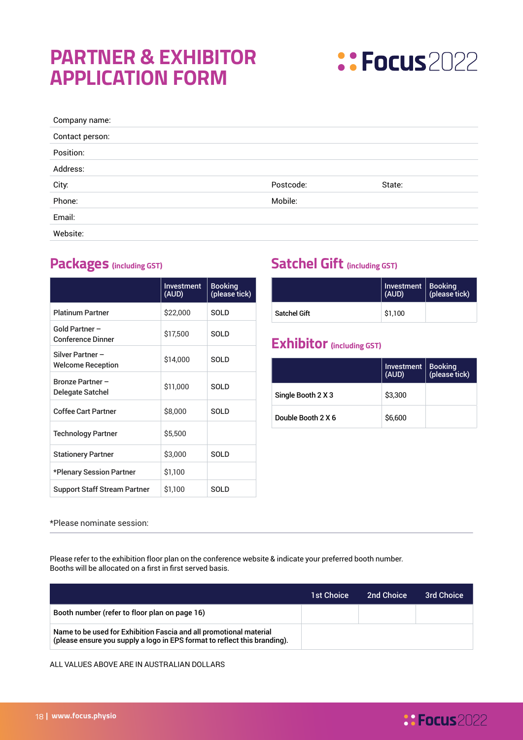# PARTNER & EXHIBITOR APPLICATION FORM

Company name:

Contact person:

Position:

Address:

City: Postcode: State:

Phone: Mobile:

Email:

Website:

## Packages (including GST)

| | Investment (AUD) | Booking (please tick) |
|---|---|---|
| Platinum Partner | $22,000 | SOLD |
| Gold Partner – Conference Dinner | $17,500 | SOLD |
| Silver Partner – Welcome Reception | $14,000 | SOLD |
| Bronze Partner – Delegate Satchel | $11,000 | SOLD |
| Coffee Cart Partner | $8,000 | SOLD |
| Technology Partner | $5,500 | |
| Stationery Partner | $3,000 | SOLD |
| *Plenary Session Partner | $1,100 | |
| Support Staff Stream Partner | $1,100 | SOLD |

## Satchel Gift (including GST)

| | Investment (AUD) | Booking (please tick) |
|---|---|---|
| Satchel Gift | $1,100 | |

## Exhibitor (including GST)

| | Investment (AUD) | Booking (please tick) |
|---|---|---|
| Single Booth 2 X 3 | $3,300 | |
| Double Booth 2 X 6 | $6,600 | |

*Please nominate session:

Please refer to the exhibition floor plan on the conference website & indicate your preferred booth number. Booths will be allocated on a first in first served basis.

| | 1st Choice | 2nd Choice | 3rd Choice |
|---|---|---|---|
| Booth number (refer to floor plan on page 16) | | | |
| Name to be used for Exhibition Fascia and all promotional material (please ensure you supply a logo in EPS format to reflect this branding). | | | |

ALL VALUES ABOVE ARE IN AUSTRALIAN DOLLARS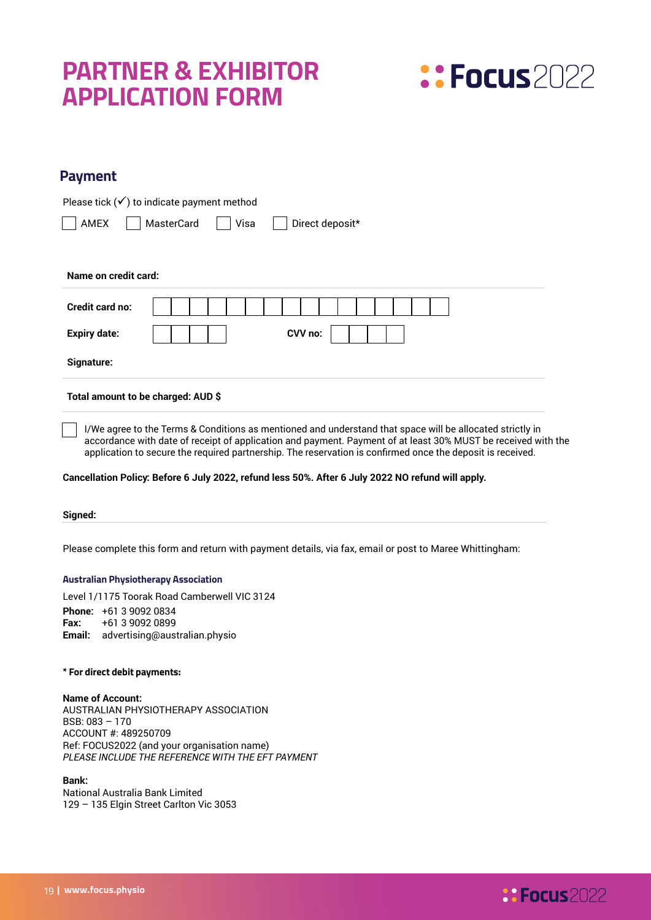# PARTNER & EXHIBITOR APPLICATION FORM

Focus2022

## Payment

Please tick (✓) to indicate payment method

☐ AMEX ☐ MasterCard ☐ Visa ☐ Direct deposit*

**Name on credit card:**

**Credit card no:**

**Expiry date:** **CVV no:**

**Signature:**

**Total amount to be charged: AUD $**

☐ I/We agree to the Terms & Conditions as mentioned and understand that space will be allocated strictly in accordance with date of receipt of application and payment. Payment of at least 30% MUST be received with the application to secure the required partnership. The reservation is confirmed once the deposit is received.

**Cancellation Policy: Before 6 July 2022, refund less 50%. After 6 July 2022 NO refund will apply.**

**Signed:**

Please complete this form and return with payment details, via fax, email or post to Maree Whittingham:

**Australian Physiotherapy Association**

Level 1/1175 Toorak Road Camberwell VIC 3124
**Phone:** +61 3 9092 0834
**Fax:** +61 3 9092 0899
**Email:** advertising@australian.physio

**\* For direct debit payments:**

**Name of Account:**
AUSTRALIAN PHYSIOTHERAPY ASSOCIATION
BSB: 083 – 170
ACCOUNT #: 489250709
Ref: FOCUS2022 (and your organisation name)
*PLEASE INCLUDE THE REFERENCE WITH THE EFT PAYMENT*

**Bank:**
National Australia Bank Limited
129 – 135 Elgin Street Carlton Vic 3053